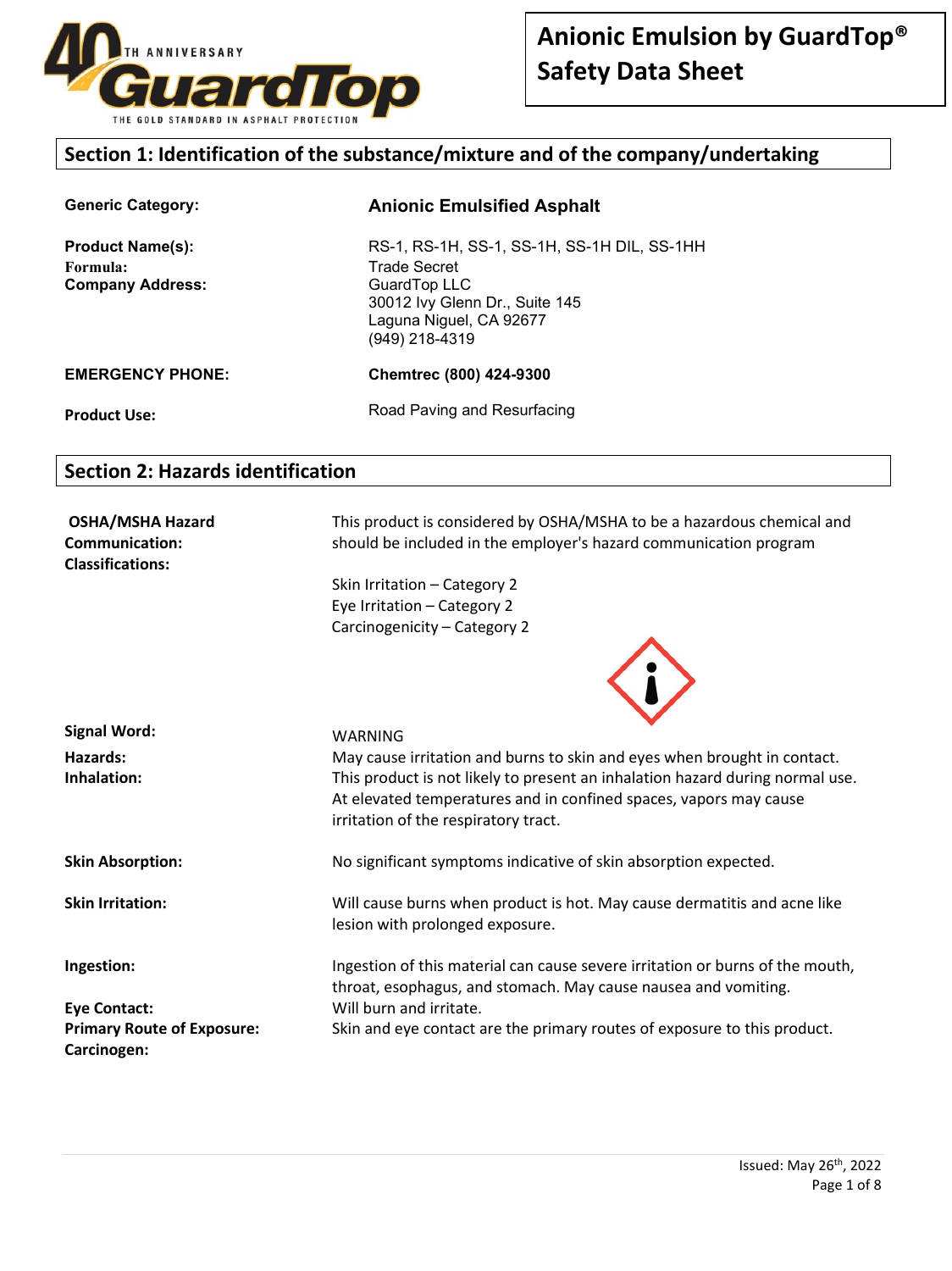# Anionic Emulsion by GuardTop® Safety Data Sheet

## Section 1: Identification of the substance/mixture and of the company/undertaking

**Generic Category:** **Anionic Emulsified Asphalt**

**Product Name(s):** RS-1, RS-1H, SS-1, SS-1H, SS-1H DIL, SS-1HH

**Formula:** Trade Secret

**Company Address:** GuardTop LLC
30012 Ivy Glenn Dr., Suite 145
Laguna Niguel, CA 92677
(949) 218-4319

**EMERGENCY PHONE:** **Chemtrec (800) 424-9300**

**Product Use:** Road Paving and Resurfacing

## Section 2: Hazards identification

**OSHA/MSHA Hazard Communication: Classifications:** This product is considered by OSHA/MSHA to be a hazardous chemical and should be included in the employer's hazard communication program

Skin Irritation – Category 2
Eye Irritation – Category 2
Carcinogenicity – Category 2

**Signal Word:** WARNING

**Hazards:** May cause irritation and burns to skin and eyes when brought in contact.

**Inhalation:** This product is not likely to present an inhalation hazard during normal use. At elevated temperatures and in confined spaces, vapors may cause irritation of the respiratory tract.

**Skin Absorption:** No significant symptoms indicative of skin absorption expected.

**Skin Irritation:** Will cause burns when product is hot. May cause dermatitis and acne like lesion with prolonged exposure.

**Ingestion:** Ingestion of this material can cause severe irritation or burns of the mouth, throat, esophagus, and stomach. May cause nausea and vomiting.

**Eye Contact:** Will burn and irritate.

**Primary Route of Exposure:** Skin and eye contact are the primary routes of exposure to this product.

**Carcinogen:**

Issued: May 26th, 2022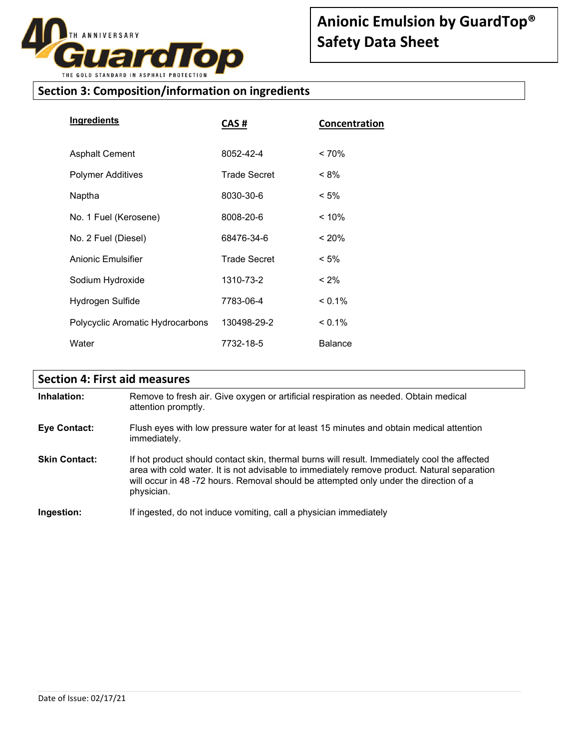## Section 3: Composition/information on ingredients

| Ingredients | CAS # | Concentration |
|---|---|---|
| Asphalt Cement | 8052-42-4 | < 70% |
| Polymer Additives | Trade Secret | < 8% |
| Naptha | 8030-30-6 | < 5% |
| No. 1 Fuel (Kerosene) | 8008-20-6 | < 10% |
| No. 2 Fuel (Diesel) | 68476-34-6 | < 20% |
| Anionic Emulsifier | Trade Secret | < 5% |
| Sodium Hydroxide | 1310-73-2 | < 2% |
| Hydrogen Sulfide | 7783-06-4 | < 0.1% |
| Polycyclic Aromatic Hydrocarbons | 130498-29-2 | < 0.1% |
| Water | 7732-18-5 | Balance |

## Section 4: First aid measures

**Inhalation:** Remove to fresh air. Give oxygen or artificial respiration as needed. Obtain medical attention promptly.

**Eye Contact:** Flush eyes with low pressure water for at least 15 minutes and obtain medical attention immediately.

**Skin Contact:** If hot product should contact skin, thermal burns will result. Immediately cool the affected area with cold water. It is not advisable to immediately remove product. Natural separation will occur in 48 -72 hours. Removal should be attempted only under the direction of a physician.

**Ingestion:** If ingested, do not induce vomiting, call a physician immediately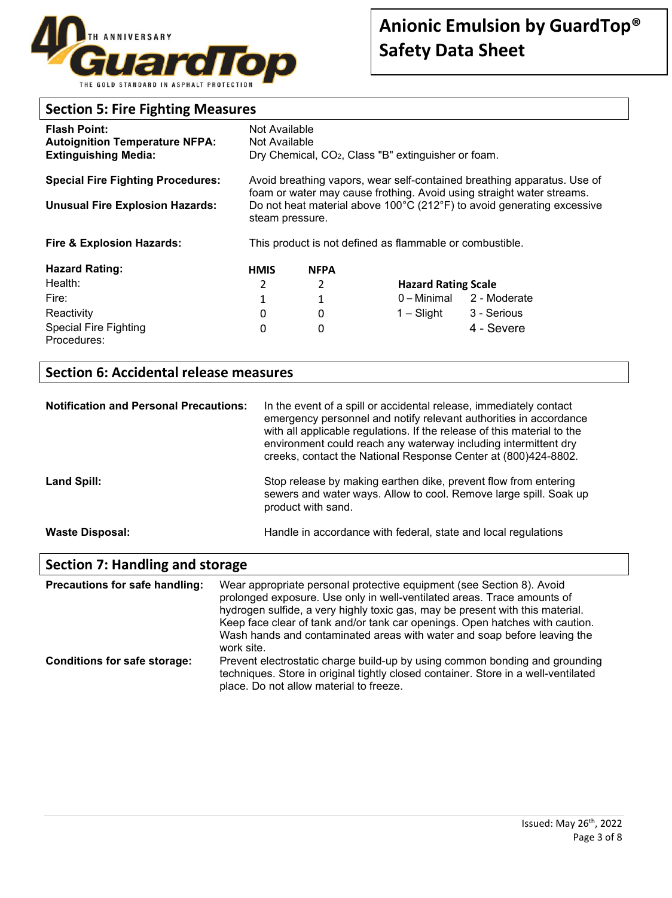## Section 5: Fire Fighting Measures

**Flash Point:** Not Available
**Autoignition Temperature NFPA:** Not Available
**Extinguishing Media:** Dry Chemical, $CO_2$, Class "B" extinguisher or foam.

**Special Fire Fighting Procedures:** Avoid breathing vapors, wear self-contained breathing apparatus. Use of foam or water may cause frothing. Avoid using straight water streams.

**Unusual Fire Explosion Hazards:** Do not heat material above 100°C (212°F) to avoid generating excessive steam pressure.

**Fire & Explosion Hazards:** This product is not defined as flammable or combustible.

| Hazard Rating: | HMIS | NFPA |
|---|---|---|
| Health: | 2 | 2 |
| Fire: | 1 | 1 |
| Reactivity | 0 | 0 |
| Special Fire Fighting Procedures: | 0 | 0 |

**Hazard Rating Scale**

| | |
|---|---|
| 0 – Minimal | 2 - Moderate |
| 1 – Slight | 3 - Serious |
| | 4 - Severe |

## Section 6: Accidental release measures

**Notification and Personal Precautions:** In the event of a spill or accidental release, immediately contact emergency personnel and notify relevant authorities in accordance with all applicable regulations. If the release of this material to the environment could reach any waterway including intermittent dry creeks, contact the National Response Center at (800)424-8802.

**Land Spill:** Stop release by making earthen dike, prevent flow from entering sewers and water ways. Allow to cool. Remove large spill. Soak up product with sand.

**Waste Disposal:** Handle in accordance with federal, state and local regulations

## Section 7: Handling and storage

**Precautions for safe handling:** Wear appropriate personal protective equipment (see Section 8). Avoid prolonged exposure. Use only in well-ventilated areas. Trace amounts of hydrogen sulfide, a very highly toxic gas, may be present with this material. Keep face clear of tank and/or tank car openings. Open hatches with caution. Wash hands and contaminated areas with water and soap before leaving the work site.

**Conditions for safe storage:** Prevent electrostatic charge build-up by using common bonding and grounding techniques. Store in original tightly closed container. Store in a well-ventilated place. Do not allow material to freeze.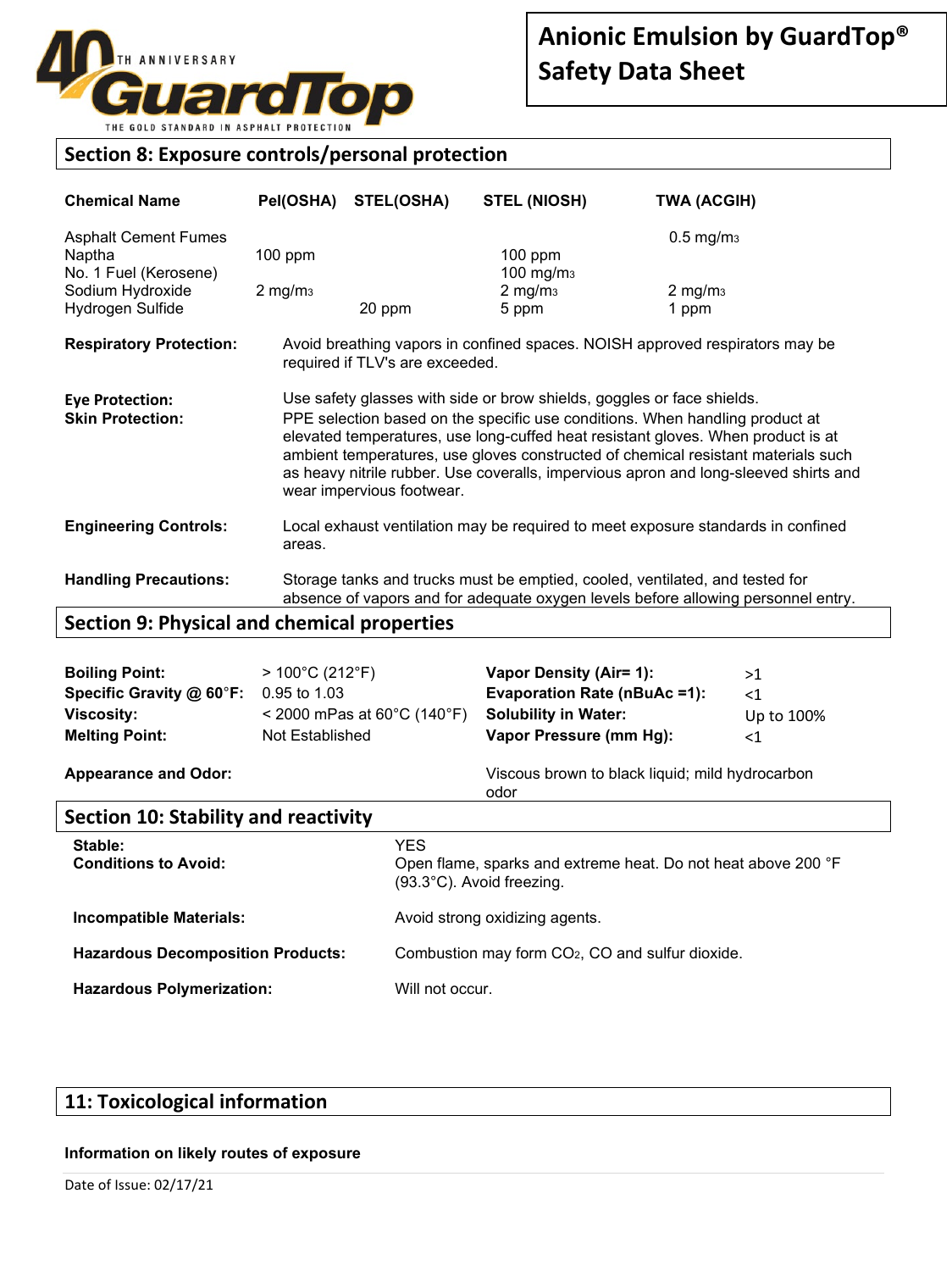## Section 8: Exposure controls/personal protection

| Chemical Name | Pel(OSHA) | STEL(OSHA) | STEL (NIOSH) | TWA (ACGIH) |
|---|---|---|---|---|
| Asphalt Cement Fumes | | | | 0.5 $mg/m_3$ |
| Naptha | 100 ppm | | 100 ppm | |
| No. 1 Fuel (Kerosene) | | | 100 $mg/m_3$ | |
| Sodium Hydroxide | 2 $mg/m_3$ | | 2 $mg/m_3$ | 2 $mg/m_3$ |
| Hydrogen Sulfide | | 20 ppm | 5 ppm | 1 ppm |

**Respiratory Protection:** Avoid breathing vapors in confined spaces. NOISH approved respirators may be required if TLV's are exceeded.

**Eye Protection:** Use safety glasses with side or brow shields, goggles or face shields.

**Skin Protection:** PPE selection based on the specific use conditions. When handling product at elevated temperatures, use long-cuffed heat resistant gloves. When product is at ambient temperatures, use gloves constructed of chemical resistant materials such as heavy nitrile rubber. Use coveralls, impervious apron and long-sleeved shirts and wear impervious footwear.

**Engineering Controls:** Local exhaust ventilation may be required to meet exposure standards in confined areas.

**Handling Precautions:** Storage tanks and trucks must be emptied, cooled, ventilated, and tested for absence of vapors and for adequate oxygen levels before allowing personnel entry.

## Section 9: Physical and chemical properties

| | | | |
|---|---|---|---|
| **Boiling Point:** | > 100°C (212°F) | **Vapor Density (Air= 1):** | >1 |
| **Specific Gravity @ 60°F:** | 0.95 to 1.03 | **Evaporation Rate (nBuAc =1):** | <1 |
| **Viscosity:** | < 2000 mPas at 60°C (140°F) | **Solubility in Water:** | Up to 100% |
| **Melting Point:** | Not Established | **Vapor Pressure (mm Hg):** | <1 |

**Appearance and Odor:** Viscous brown to black liquid; mild hydrocarbon odor

## Section 10: Stability and reactivity

**Stable:** YES

**Conditions to Avoid:** Open flame, sparks and extreme heat. Do not heat above 200 °F (93.3°C). Avoid freezing.

**Incompatible Materials:** Avoid strong oxidizing agents.

**Hazardous Decomposition Products:** Combustion may form $CO_2$, CO and sulfur dioxide.

**Hazardous Polymerization:** Will not occur.

## 11: Toxicological information

**Information on likely routes of exposure**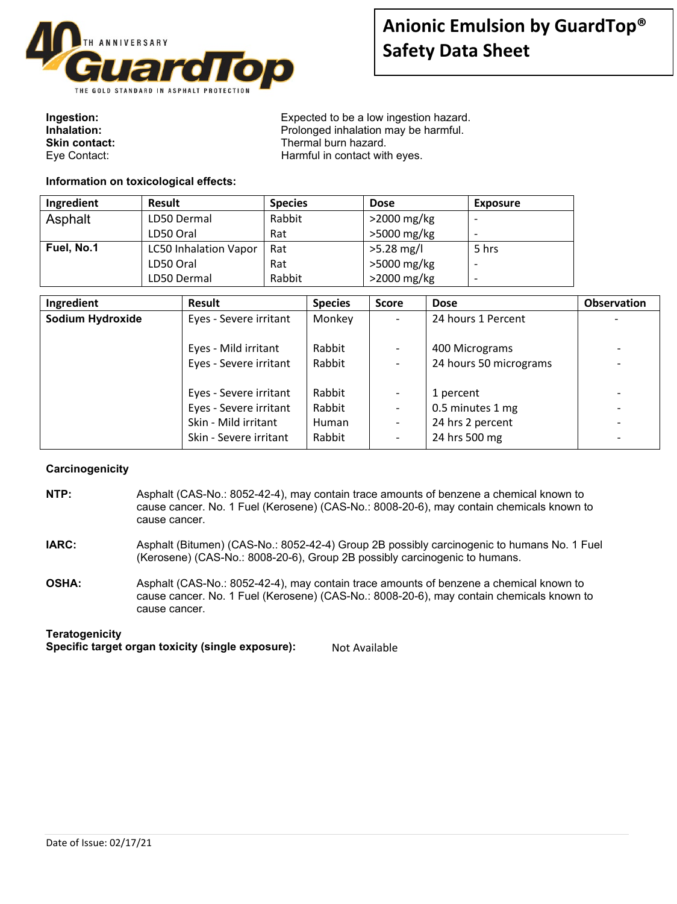| | |
|---|---|
| **Ingestion:** | Expected to be a low ingestion hazard. |
| **Inhalation:** | Prolonged inhalation may be harmful. |
| **Skin contact:** | Thermal burn hazard. |
| Eye Contact: | Harmful in contact with eyes. |

**Information on toxicological effects:**

| Ingredient | Result | Species | Dose | Exposure |
|---|---|---|---|---|
| Asphalt | LD50 Dermal | Rabbit | >2000 mg/kg | - |
| | LD50 Oral | Rat | >5000 mg/kg | - |
| **Fuel, No.1** | LC50 Inhalation Vapor | Rat | >5.28 mg/l | 5 hrs |
| | LD50 Oral | Rat | >5000 mg/kg | - |
| | LD50 Dermal | Rabbit | >2000 mg/kg | - |

| Ingredient | Result | Species | Score | Dose | Observation |
|---|---|---|---|---|---|
| **Sodium Hydroxide** | Eyes - Severe irritant | Monkey | - | 24 hours 1 Percent | - |
| | Eyes - Mild irritant | Rabbit | - | 400 Micrograms | - |
| | Eyes - Severe irritant | Rabbit | - | 24 hours 50 micrograms | - |
| | Eyes - Severe irritant | Rabbit | - | 1 percent | - |
| | Eyes - Severe irritant | Rabbit | - | 0.5 minutes 1 mg | - |
| | Skin - Mild irritant | Human | - | 24 hrs 2 percent | - |
| | Skin - Severe irritant | Rabbit | - | 24 hrs 500 mg | - |

**Carcinogenicity**

**NTP:** Asphalt (CAS-No.: 8052-42-4), may contain trace amounts of benzene a chemical known to cause cancer. No. 1 Fuel (Kerosene) (CAS-No.: 8008-20-6), may contain chemicals known to cause cancer.

**IARC:** Asphalt (Bitumen) (CAS-No.: 8052-42-4) Group 2B possibly carcinogenic to humans No. 1 Fuel (Kerosene) (CAS-No.: 8008-20-6), Group 2B possibly carcinogenic to humans.

**OSHA:** Asphalt (CAS-No.: 8052-42-4), may contain trace amounts of benzene a chemical known to cause cancer. No. 1 Fuel (Kerosene) (CAS-No.: 8008-20-6), may contain chemicals known to cause cancer.

**Teratogenicity**

**Specific target organ toxicity (single exposure):** Not Available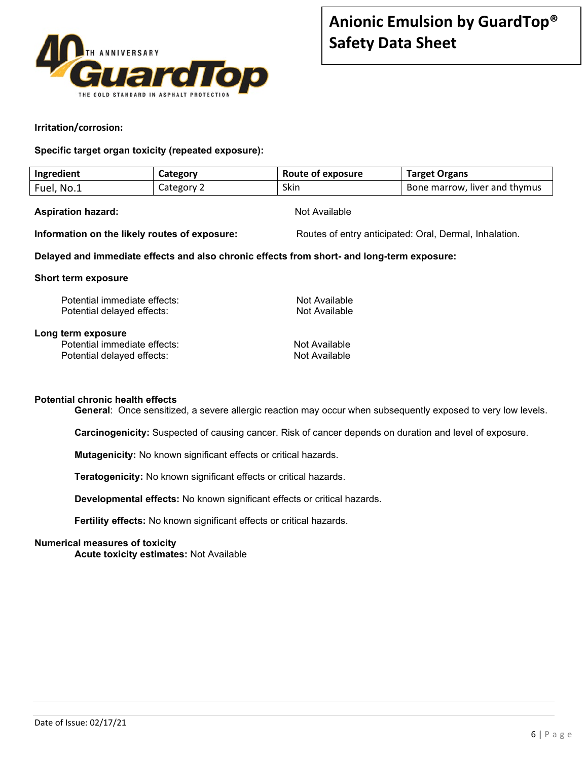**Irritation/corrosion:**

**Specific target organ toxicity (repeated exposure):**

| Ingredient | Category | Route of exposure | Target Organs |
|---|---|---|---|
| Fuel, No.1 | Category 2 | Skin | Bone marrow, liver and thymus |

**Aspiration hazard:** Not Available

**Information on the likely routes of exposure:** Routes of entry anticipated: Oral, Dermal, Inhalation.

**Delayed and immediate effects and also chronic effects from short- and long-term exposure:**

**Short term exposure**

Potential immediate effects: Not Available
Potential delayed effects: Not Available

**Long term exposure**

Potential immediate effects: Not Available
Potential delayed effects: Not Available

**Potential chronic health effects**

**General**: Once sensitized, a severe allergic reaction may occur when subsequently exposed to very low levels.

**Carcinogenicity:** Suspected of causing cancer. Risk of cancer depends on duration and level of exposure.

**Mutagenicity:** No known significant effects or critical hazards.

**Teratogenicity:** No known significant effects or critical hazards.

**Developmental effects:** No known significant effects or critical hazards.

**Fertility effects:** No known significant effects or critical hazards.

**Numerical measures of toxicity**

**Acute toxicity estimates:** Not Available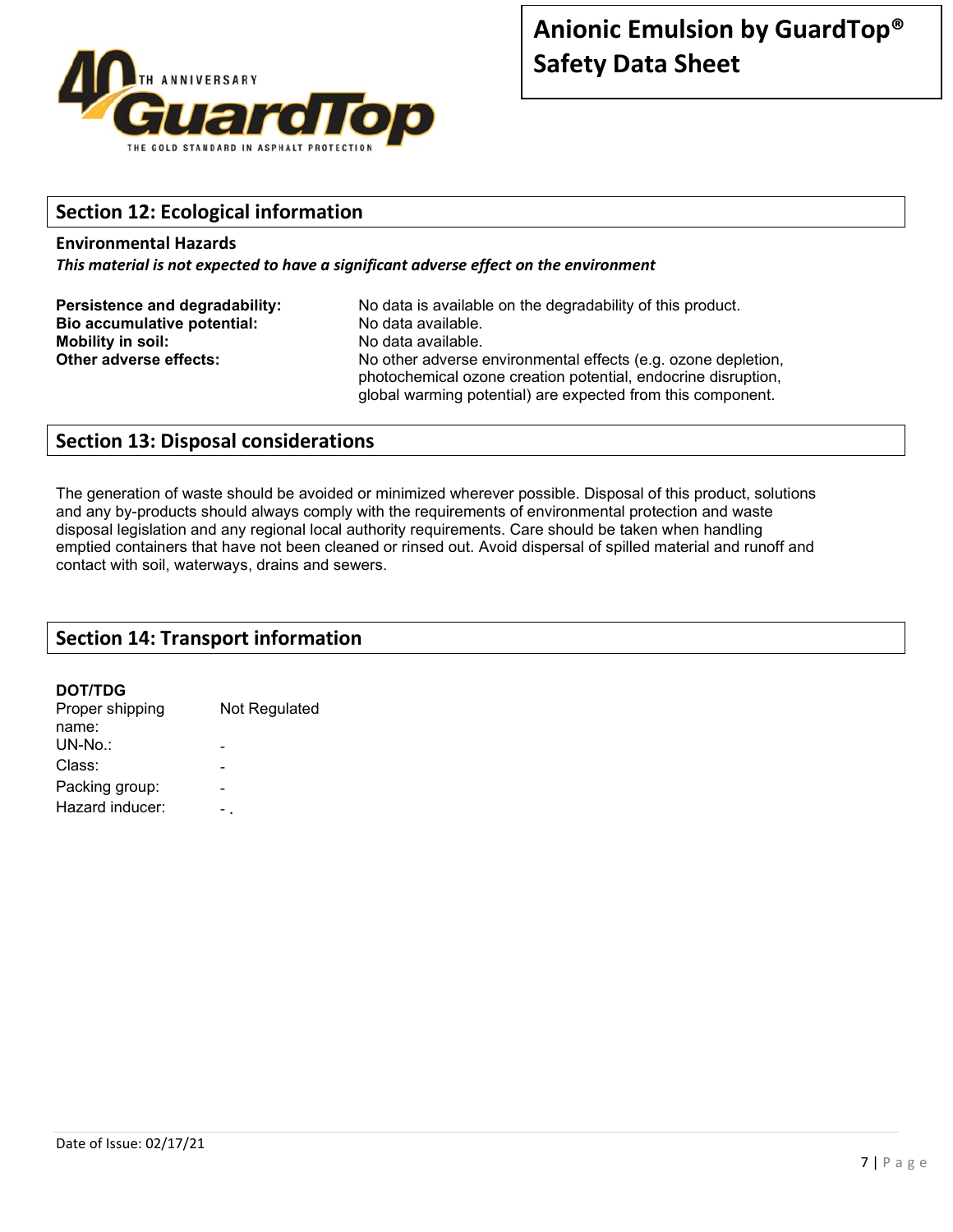## Section 12: Ecological information

### Environmental Hazards

***This material is not expected to have a significant adverse effect on the environment***

| | |
|---|---|
| **Persistence and degradability:** | No data is available on the degradability of this product. |
| **Bio accumulative potential:** | No data available. |
| **Mobility in soil:** | No data available. |
| **Other adverse effects:** | No other adverse environmental effects (e.g. ozone depletion, photochemical ozone creation potential, endocrine disruption, global warming potential) are expected from this component. |

## Section 13: Disposal considerations

The generation of waste should be avoided or minimized wherever possible. Disposal of this product, solutions and any by-products should always comply with the requirements of environmental protection and waste disposal legislation and any regional local authority requirements. Care should be taken when handling emptied containers that have not been cleaned or rinsed out. Avoid dispersal of spilled material and runoff and contact with soil, waterways, drains and sewers.

## Section 14: Transport information

**DOT/TDG**

| | |
|---|---|
| Proper shipping name: | Not Regulated |
| UN-No.: | - |
| Class: | - |
| Packing group: | - |
| Hazard inducer: | - . |

Date of Issue: 02/17/21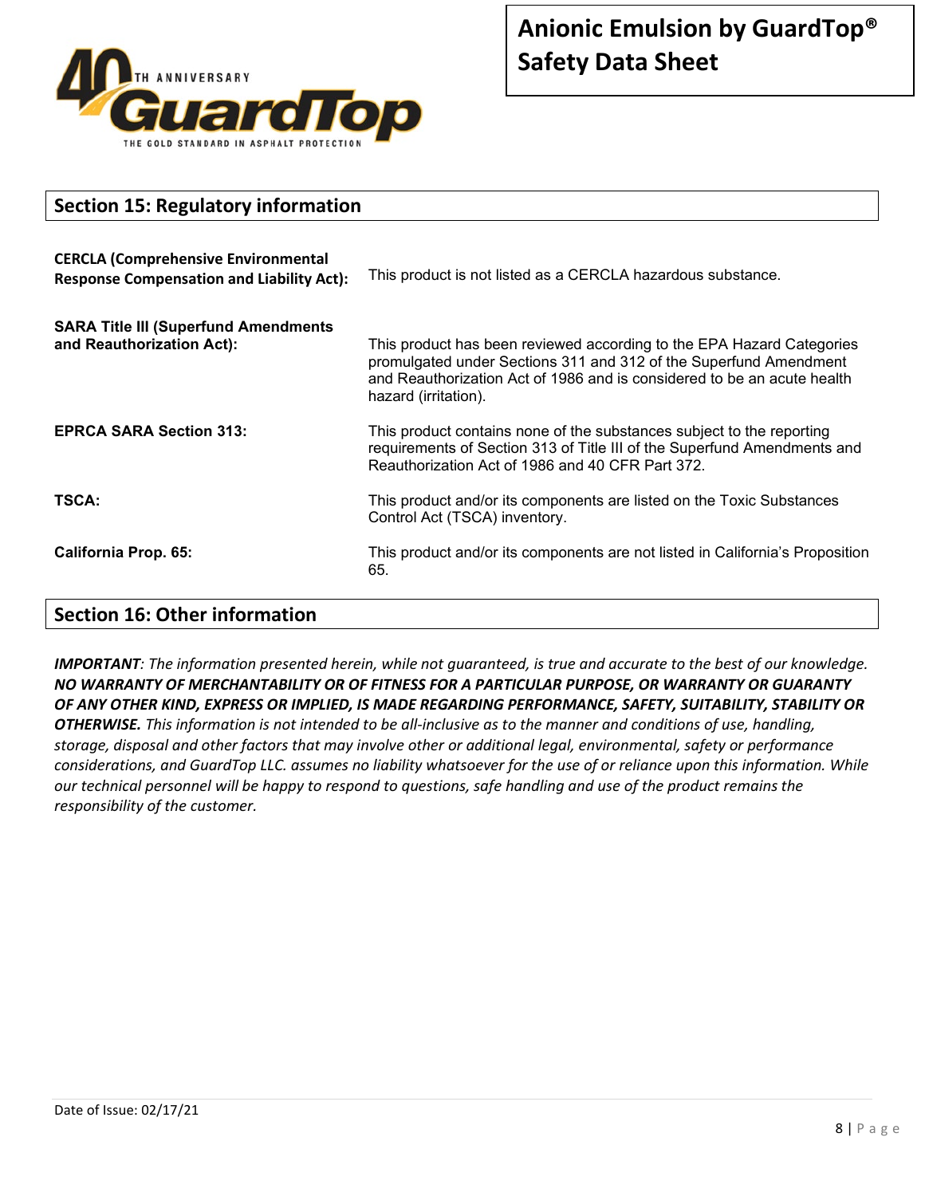## Section 15: Regulatory information

| | |
|---|---|
| **CERCLA (Comprehensive Environmental Response Compensation and Liability Act):** | This product is not listed as a CERCLA hazardous substance. |
| **SARA Title III (Superfund Amendments and Reauthorization Act):** | This product has been reviewed according to the EPA Hazard Categories promulgated under Sections 311 and 312 of the Superfund Amendment and Reauthorization Act of 1986 and is considered to be an acute health hazard (irritation). |
| **EPRCA SARA Section 313:** | This product contains none of the substances subject to the reporting requirements of Section 313 of Title III of the Superfund Amendments and Reauthorization Act of 1986 and 40 CFR Part 372. |
| **TSCA:** | This product and/or its components are listed on the Toxic Substances Control Act (TSCA) inventory. |
| **California Prop. 65:** | This product and/or its components are not listed in California's Proposition 65. |

## Section 16: Other information

***IMPORTANT**: The information presented herein, while not guaranteed, is true and accurate to the best of our knowledge. **NO WARRANTY OF MERCHANTABILITY OR OF FITNESS FOR A PARTICULAR PURPOSE, OR WARRANTY OR GUARANTY OF ANY OTHER KIND, EXPRESS OR IMPLIED, IS MADE REGARDING PERFORMANCE, SAFETY, SUITABILITY, STABILITY OR OTHERWISE.** This information is not intended to be all-inclusive as to the manner and conditions of use, handling, storage, disposal and other factors that may involve other or additional legal, environmental, safety or performance considerations, and GuardTop LLC. assumes no liability whatsoever for the use of or reliance upon this information. While our technical personnel will be happy to respond to questions, safe handling and use of the product remains the responsibility of the customer.*

Date of Issue: 02/17/21